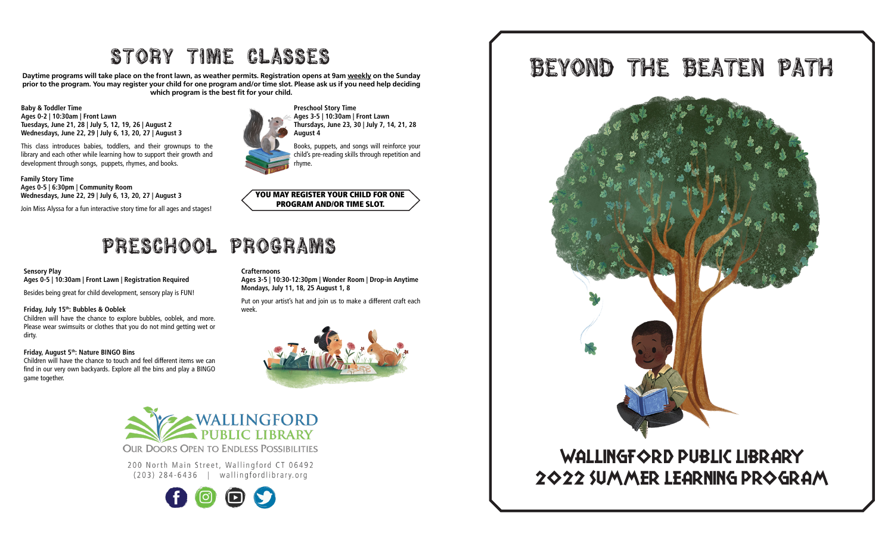# STORY TIME CLASSES

**Daytime programs will take place on the front lawn, as weather permits. Registration opens at 9am weekly on the Sunday prior to the program. You may register your child for one program and/or time slot. Please ask us if you need help deciding which program is the best fit for your child.**

**Baby & Toddler Time**
**Ages 0-2 | 10:30am | Front Lawn**
**Tuesdays, June 21, 28 | July 5, 12, 19, 26 | August 2**
**Wednesdays, June 22, 29 | July 6, 13, 20, 27 | August 3**

This class introduces babies, toddlers, and their grownups to the library and each other while learning how to support their growth and development through songs, puppets, rhymes, and books.

**Family Story Time**
**Ages 0-5 | 6:30pm | Community Room**
**Wednesdays, June 22, 29 | July 6, 13, 20, 27 | August 3**

Join Miss Alyssa for a fun interactive story time for all ages and stages!

**Preschool Story Time**
**Ages 3-5 | 10:30am | Front Lawn**
**Thursdays, June 23, 30 | July 7, 14, 21, 28**
**August 4**

Books, puppets, and songs will reinforce your child's pre-reading skills through repetition and rhyme.

**YOU MAY REGISTER YOUR CHILD FOR ONE PROGRAM AND/OR TIME SLOT.**

# PRESCHOOL PROGRAMS

**Sensory Play**
**Ages 0-5 | 10:30am | Front Lawn | Registration Required**

Besides being great for child development, sensory play is FUN!

**Friday, July 15th: Bubbles & Ooblek**
Children will have the chance to explore bubbles, ooblek, and more. Please wear swimsuits or clothes that you do not mind getting wet or dirty.

**Friday, August 5th: Nature BINGO Bins**
Children will have the chance to touch and feel different items we can find in our very own backyards. Explore all the bins and play a BINGO game together.

**Crafternoons**
**Ages 3-5 | 10:30-12:30pm | Wonder Room | Drop-in Anytime**
**Mondays, July 11, 18, 25 August 1, 8**

Put on your artist's hat and join us to make a different craft each week.

WALLINGFORD PUBLIC LIBRARY
OUR DOORS OPEN TO ENDLESS POSSIBILITIES

200 North Main Street, Wallingford CT 06492
(203) 284-6436 | wallingfordlibrary.org

# BEYOND THE BEATEN PATH

## WALLINGFORD PUBLIC LIBRARY 2022 SUMMER LEARNING PROGRAM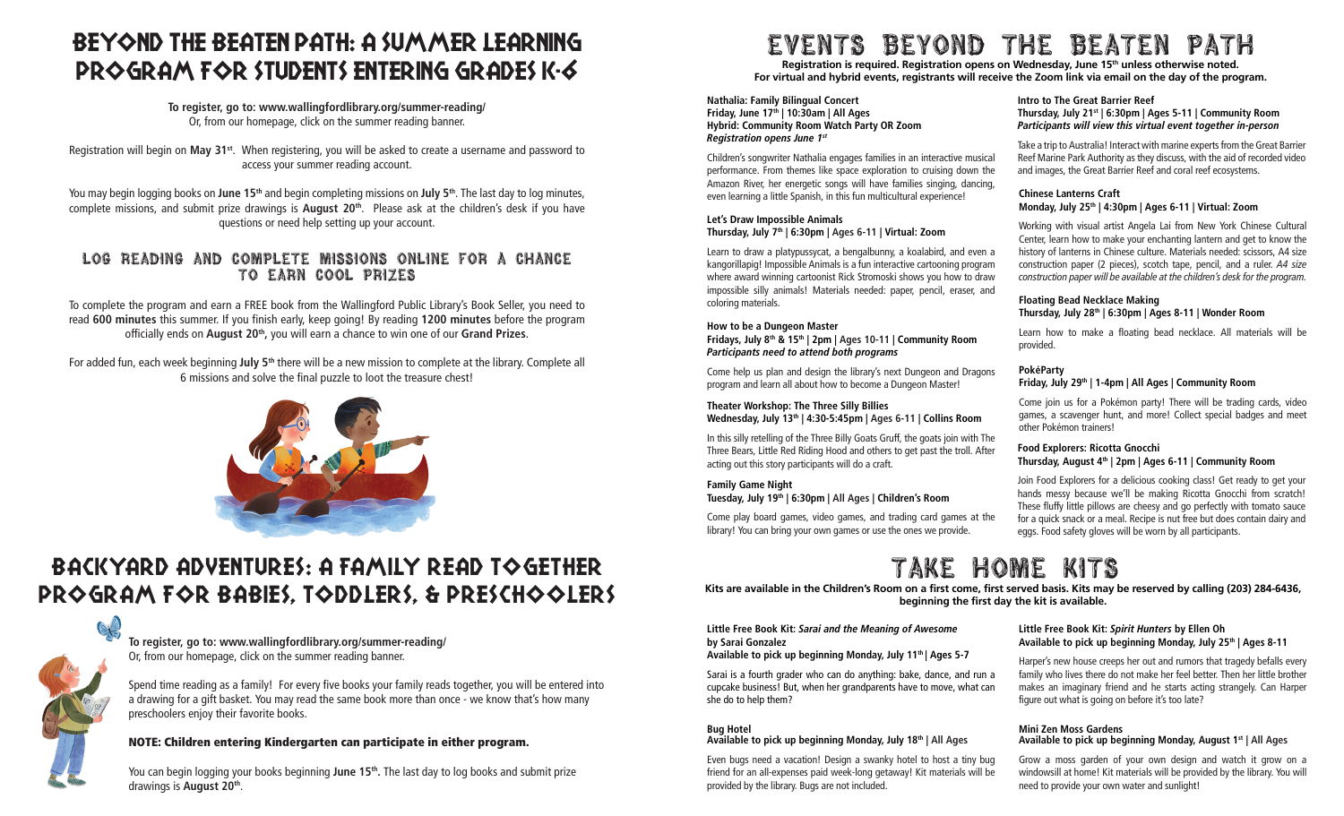# Beyond the Beaten Path: A Summer Learning Program for Students Entering Grades K-6

**To register, go to: www.wallingfordlibrary.org/summer-reading/**
Or, from our homepage, click on the summer reading banner.

Registration will begin on **May 31st**. When registering, you will be asked to create a username and password to access your summer reading account.

You may begin logging books on **June 15th** and begin completing missions on **July 5th**. The last day to log minutes, complete missions, and submit prize drawings is **August 20th**. Please ask at the children's desk if you have questions or need help setting up your account.

## Log Reading and Complete Missions Online for a Chance to Earn Cool Prizes

To complete the program and earn a FREE book from the Wallingford Public Library's Book Seller, you need to read **600 minutes** this summer. If you finish early, keep going! By reading **1200 minutes** before the program officially ends on **August 20th**, you will earn a chance to win one of our **Grand Prizes**.

For added fun, each week beginning **July 5th** there will be a new mission to complete at the library. Complete all 6 missions and solve the final puzzle to loot the treasure chest!

# Backyard Adventures: A Family Read Together Program for Babies, Toddlers, & Preschoolers

**To register, go to: www.wallingfordlibrary.org/summer-reading/**
Or, from our homepage, click on the summer reading banner.

Spend time reading as a family! For every five books your family reads together, you will be entered into a drawing for a gift basket. You may read the same book more than once - we know that's how many preschoolers enjoy their favorite books.

**NOTE: Children entering Kindergarten can participate in either program.**

You can begin logging your books beginning **June 15th**. The last day to log books and submit prize drawings is **August 20th**.

# Events Beyond the Beaten Path

**Registration is required. Registration opens on Wednesday, June 15th unless otherwise noted. For virtual and hybrid events, registrants will receive the Zoom link via email on the day of the program.**

**Nathalia: Family Bilingual Concert**
**Friday, June 17th | 10:30am | All Ages**
**Hybrid: Community Room Watch Party OR Zoom**
***Registration opens June 1st***

Children's songwriter Nathalia engages families in an interactive musical performance. From themes like space exploration to cruising down the Amazon River, her energetic songs will have families singing, dancing, even learning a little Spanish, in this fun multicultural experience!

**Let's Draw Impossible Animals**
**Thursday, July 7th | 6:30pm | Ages 6-11 | Virtual: Zoom**

Learn to draw a platypussycat, a bengalbunny, a koalabird, and even a kangorillapig! Impossible Animals is a fun interactive cartooning program where award winning cartoonist Rick Stromoski shows you how to draw impossible silly animals! Materials needed: paper, pencil, eraser, and coloring materials.

**How to be a Dungeon Master**
**Fridays, July 8th & 15th | 2pm | Ages 10-11 | Community Room**
***Participants need to attend both programs***

Come help us plan and design the library's next Dungeon and Dragons program and learn all about how to become a Dungeon Master!

**Theater Workshop: The Three Silly Billies**
**Wednesday, July 13th | 4:30-5:45pm | Ages 6-11 | Collins Room**

In this silly retelling of the Three Billy Goats Gruff, the goats join with The Three Bears, Little Red Riding Hood and others to get past the troll. After acting out this story participants will do a craft.

**Family Game Night**
**Tuesday, July 19th | 6:30pm | All Ages | Children's Room**

Come play board games, video games, and trading card games at the library! You can bring your own games or use the ones we provide.

**Intro to The Great Barrier Reef**
**Thursday, July 21st | 6:30pm | Ages 5-11 | Community Room**
***Participants will view this virtual event together in-person***

Take a trip to Australia! Interact with marine experts from the Great Barrier Reef Marine Park Authority as they discuss, with the aid of recorded video and images, the Great Barrier Reef and coral reef ecosystems.

**Chinese Lanterns Craft**
**Monday, July 25th | 4:30pm | Ages 6-11 | Virtual: Zoom**

Working with visual artist Angela Lai from New York Chinese Cultural Center, learn how to make your enchanting lantern and get to know the history of lanterns in Chinese culture. Materials needed: scissors, A4 size construction paper (2 pieces), scotch tape, pencil, and a ruler. *A4 size construction paper will be available at the children's desk for the program.*

**Floating Bead Necklace Making**
**Thursday, July 28th | 6:30pm | Ages 8-11 | Wonder Room**

Learn how to make a floating bead necklace. All materials will be provided.

**PokéParty**
**Friday, July 29th | 1-4pm | All Ages | Community Room**

Come join us for a Pokémon party! There will be trading cards, video games, a scavenger hunt, and more! Collect special badges and meet other Pokémon trainers!

**Food Explorers: Ricotta Gnocchi**
**Thursday, August 4th | 2pm | Ages 6-11 | Community Room**

Join Food Explorers for a delicious cooking class! Get ready to get your hands messy because we'll be making Ricotta Gnocchi from scratch! These fluffy little pillows are cheesy and go perfectly with tomato sauce for a quick snack or a meal. Recipe is nut free but does contain dairy and eggs. Food safety gloves will be worn by all participants.

# Take Home Kits

**Kits are available in the Children's Room on a first come, first served basis. Kits may be reserved by calling (203) 284-6436, beginning the first day the kit is available.**

**Little Free Book Kit: *Sarai and the Meaning of Awesome* by Sarai Gonzalez**
**Available to pick up beginning Monday, July 11th | Ages 5-7**

Sarai is a fourth grader who can do anything: bake, dance, and run a cupcake business! But, when her grandparents have to move, what can she do to help them?

**Bug Hotel**
**Available to pick up beginning Monday, July 18th | All Ages**

Even bugs need a vacation! Design a swanky hotel to host a tiny bug friend for an all-expenses paid week-long getaway! Kit materials will be provided by the library. Bugs are not included.

**Little Free Book Kit: *Spirit Hunters* by Ellen Oh**
**Available to pick up beginning Monday, July 25th | Ages 8-11**

Harper's new house creeps her out and rumors that tragedy befalls every family who lives there do not make her feel better. Then her little brother makes an imaginary friend and he starts acting strangely. Can Harper figure out what is going on before it's too late?

**Mini Zen Moss Gardens**
**Available to pick up beginning Monday, August 1st | All Ages**

Grow a moss garden of your own design and watch it grow on a windowsill at home! Kit materials will be provided by the library. You will need to provide your own water and sunlight!